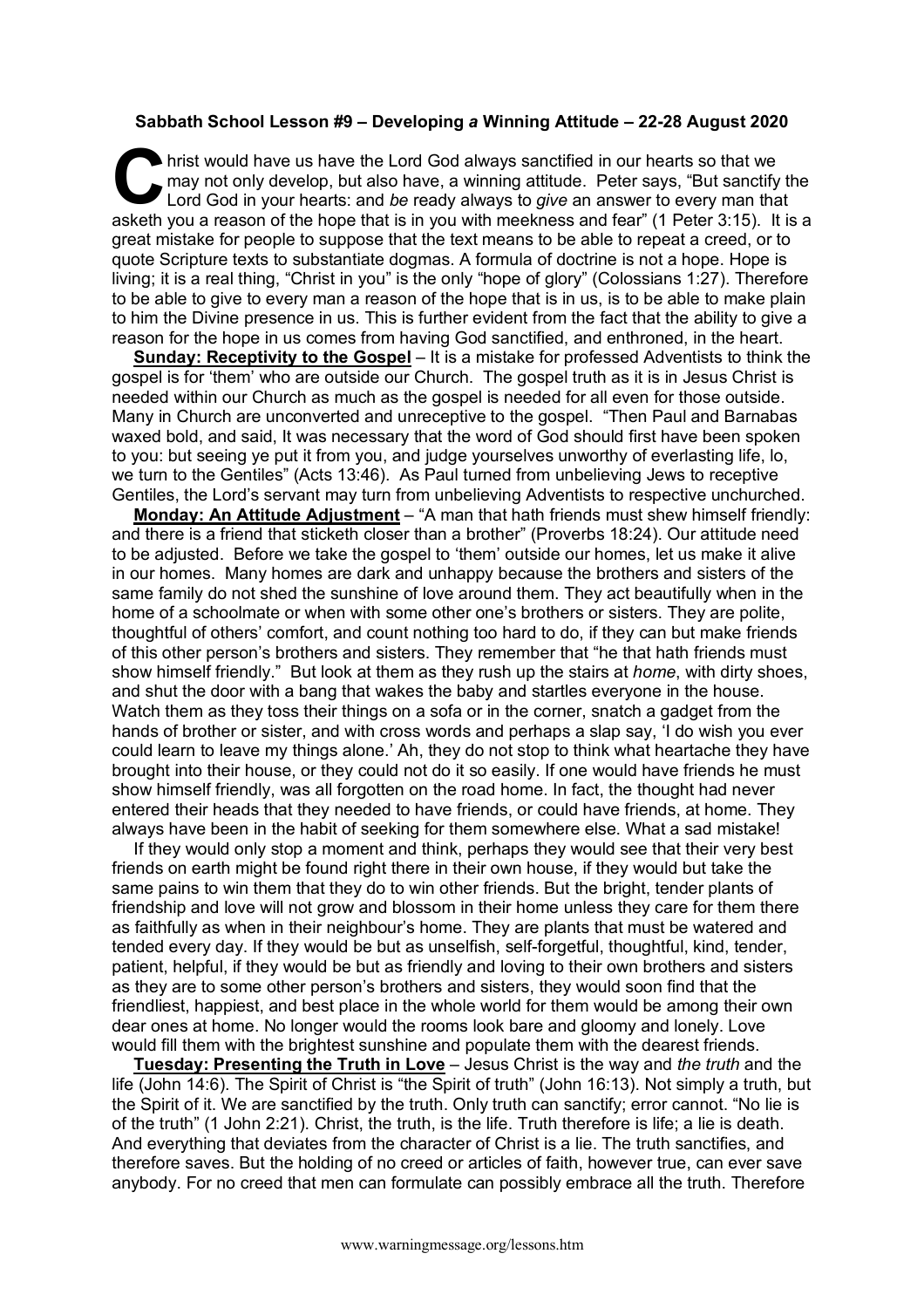**Sabbath School Lesson #9 – Developing *a* Winning Attitude – 22-28 August 2020**

Christ would have us have the Lord God always sanctified in our hearts so that we may not only develop, but also have, a winning attitude. Peter says, "But sanctify the Lord God in your hearts: and *be* ready always to *give* an answer to every man that asketh you a reason of the hope that is in you with meekness and fear" (1 Peter 3:15). It is a great mistake for people to suppose that the text means to be able to repeat a creed, or to quote Scripture texts to substantiate dogmas. A formula of doctrine is not a hope. Hope is living; it is a real thing, "Christ in you" is the only "hope of glory" (Colossians 1:27). Therefore to be able to give to every man a reason of the hope that is in us, is to be able to make plain to him the Divine presence in us. This is further evident from the fact that the ability to give a reason for the hope in us comes from having God sanctified, and enthroned, in the heart.

**Sunday: Receptivity to the Gospel** – It is a mistake for professed Adventists to think the gospel is for 'them' who are outside our Church. The gospel truth as it is in Jesus Christ is needed within our Church as much as the gospel is needed for all even for those outside. Many in Church are unconverted and unreceptive to the gospel. "Then Paul and Barnabas waxed bold, and said, It was necessary that the word of God should first have been spoken to you: but seeing ye put it from you, and judge yourselves unworthy of everlasting life, lo, we turn to the Gentiles" (Acts 13:46). As Paul turned from unbelieving Jews to receptive Gentiles, the Lord's servant may turn from unbelieving Adventists to respective unchurched.

**Monday: An Attitude Adjustment** – "A man that hath friends must shew himself friendly: and there is a friend that sticketh closer than a brother" (Proverbs 18:24). Our attitude need to be adjusted. Before we take the gospel to 'them' outside our homes, let us make it alive in our homes. Many homes are dark and unhappy because the brothers and sisters of the same family do not shed the sunshine of love around them. They act beautifully when in the home of a schoolmate or when with some other one's brothers or sisters. They are polite, thoughtful of others' comfort, and count nothing too hard to do, if they can but make friends of this other person's brothers and sisters. They remember that "he that hath friends must show himself friendly." But look at them as they rush up the stairs at *home*, with dirty shoes, and shut the door with a bang that wakes the baby and startles everyone in the house. Watch them as they toss their things on a sofa or in the corner, snatch a gadget from the hands of brother or sister, and with cross words and perhaps a slap say, 'I do wish you ever could learn to leave my things alone.' Ah, they do not stop to think what heartache they have brought into their house, or they could not do it so easily. If one would have friends he must show himself friendly, was all forgotten on the road home. In fact, the thought had never entered their heads that they needed to have friends, or could have friends, at home. They always have been in the habit of seeking for them somewhere else. What a sad mistake!

If they would only stop a moment and think, perhaps they would see that their very best friends on earth might be found right there in their own house, if they would but take the same pains to win them that they do to win other friends. But the bright, tender plants of friendship and love will not grow and blossom in their home unless they care for them there as faithfully as when in their neighbour's home. They are plants that must be watered and tended every day. If they would be but as unselfish, self-forgetful, thoughtful, kind, tender, patient, helpful, if they would be but as friendly and loving to their own brothers and sisters as they are to some other person's brothers and sisters, they would soon find that the friendliest, happiest, and best place in the whole world for them would be among their own dear ones at home. No longer would the rooms look bare and gloomy and lonely. Love would fill them with the brightest sunshine and populate them with the dearest friends.

**Tuesday: Presenting the Truth in Love** – Jesus Christ is the way and *the truth* and the life (John 14:6). The Spirit of Christ is "the Spirit of truth" (John 16:13). Not simply a truth, but the Spirit of it. We are sanctified by the truth. Only truth can sanctify; error cannot. "No lie is of the truth" (1 John 2:21). Christ, the truth, is the life. Truth therefore is life; a lie is death. And everything that deviates from the character of Christ is a lie. The truth sanctifies, and therefore saves. But the holding of no creed or articles of faith, however true, can ever save anybody. For no creed that men can formulate can possibly embrace all the truth. Therefore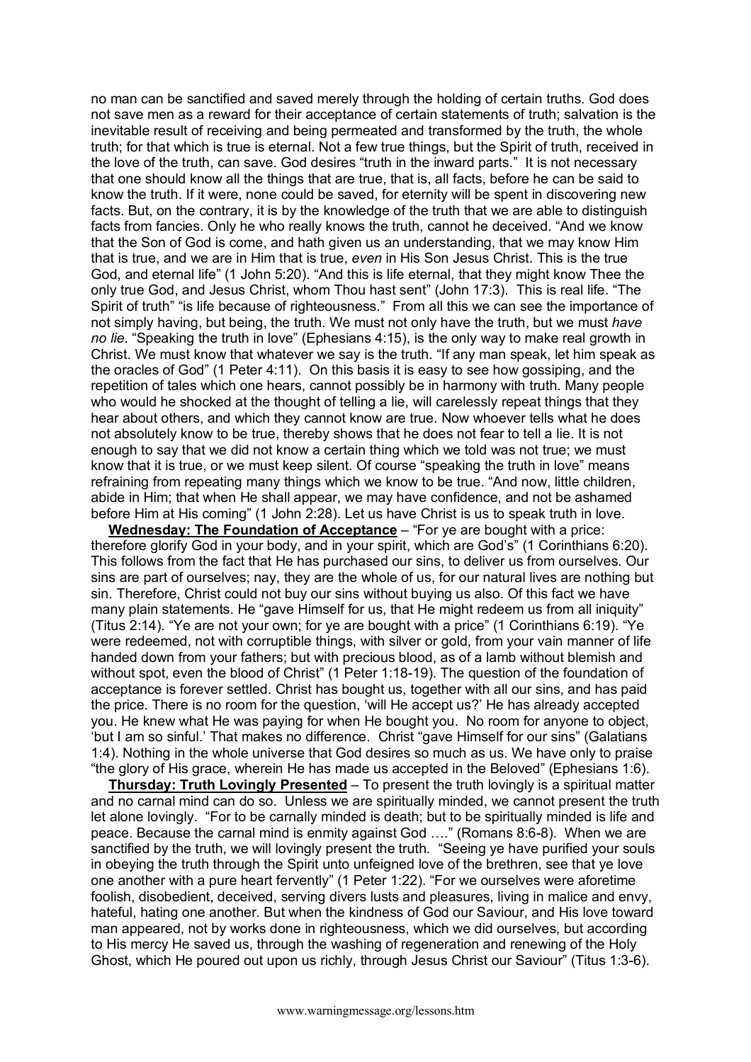no man can be sanctified and saved merely through the holding of certain truths. God does not save men as a reward for their acceptance of certain statements of truth; salvation is the inevitable result of receiving and being permeated and transformed by the truth, the whole truth; for that which is true is eternal. Not a few true things, but the Spirit of truth, received in the love of the truth, can save. God desires "truth in the inward parts." It is not necessary that one should know all the things that are true, that is, all facts, before he can be said to know the truth. If it were, none could be saved, for eternity will be spent in discovering new facts. But, on the contrary, it is by the knowledge of the truth that we are able to distinguish facts from fancies. Only he who really knows the truth, cannot he deceived. "And we know that the Son of God is come, and hath given us an understanding, that we may know Him that is true, and we are in Him that is true, *even* in His Son Jesus Christ. This is the true God, and eternal life" (1 John 5:20). "And this is life eternal, that they might know Thee the only true God, and Jesus Christ, whom Thou hast sent" (John 17:3). This is real life. "The Spirit of truth" "is life because of righteousness." From all this we can see the importance of not simply having, but being, the truth. We must not only have the truth, but we must *have no lie*. "Speaking the truth in love" (Ephesians 4:15), is the only way to make real growth in Christ. We must know that whatever we say is the truth. "If any man speak, let him speak as the oracles of God" (1 Peter 4:11). On this basis it is easy to see how gossiping, and the repetition of tales which one hears, cannot possibly be in harmony with truth. Many people who would he shocked at the thought of telling a lie, will carelessly repeat things that they hear about others, and which they cannot know are true. Now whoever tells what he does not absolutely know to be true, thereby shows that he does not fear to tell a lie. It is not enough to say that we did not know a certain thing which we told was not true; we must know that it is true, or we must keep silent. Of course "speaking the truth in love" means refraining from repeating many things which we know to be true. "And now, little children, abide in Him; that when He shall appear, we may have confidence, and not be ashamed before Him at His coming" (1 John 2:28). Let us have Christ is us to speak truth in love.

**Wednesday: The Foundation of Acceptance** – "For ye are bought with a price: therefore glorify God in your body, and in your spirit, which are God's" (1 Corinthians 6:20). This follows from the fact that He has purchased our sins, to deliver us from ourselves. Our sins are part of ourselves; nay, they are the whole of us, for our natural lives are nothing but sin. Therefore, Christ could not buy our sins without buying us also. Of this fact we have many plain statements. He "gave Himself for us, that He might redeem us from all iniquity" (Titus 2:14). "Ye are not your own; for ye are bought with a price" (1 Corinthians 6:19). "Ye were redeemed, not with corruptible things, with silver or gold, from your vain manner of life handed down from your fathers; but with precious blood, as of a lamb without blemish and without spot, even the blood of Christ" (1 Peter 1:18-19). The question of the foundation of acceptance is forever settled. Christ has bought us, together with all our sins, and has paid the price. There is no room for the question, 'will He accept us?' He has already accepted you. He knew what He was paying for when He bought you. No room for anyone to object, 'but I am so sinful.' That makes no difference. Christ "gave Himself for our sins" (Galatians 1:4). Nothing in the whole universe that God desires so much as us. We have only to praise "the glory of His grace, wherein He has made us accepted in the Beloved" (Ephesians 1:6).

**Thursday: Truth Lovingly Presented** – To present the truth lovingly is a spiritual matter and no carnal mind can do so. Unless we are spiritually minded, we cannot present the truth let alone lovingly. "For to be carnally minded is death; but to be spiritually minded is life and peace. Because the carnal mind is enmity against God …." (Romans 8:6-8). When we are sanctified by the truth, we will lovingly present the truth. "Seeing ye have purified your souls in obeying the truth through the Spirit unto unfeigned love of the brethren, see that ye love one another with a pure heart fervently" (1 Peter 1:22). "For we ourselves were aforetime foolish, disobedient, deceived, serving divers lusts and pleasures, living in malice and envy, hateful, hating one another. But when the kindness of God our Saviour, and His love toward man appeared, not by works done in righteousness, which we did ourselves, but according to His mercy He saved us, through the washing of regeneration and renewing of the Holy Ghost, which He poured out upon us richly, through Jesus Christ our Saviour" (Titus 1:3-6).